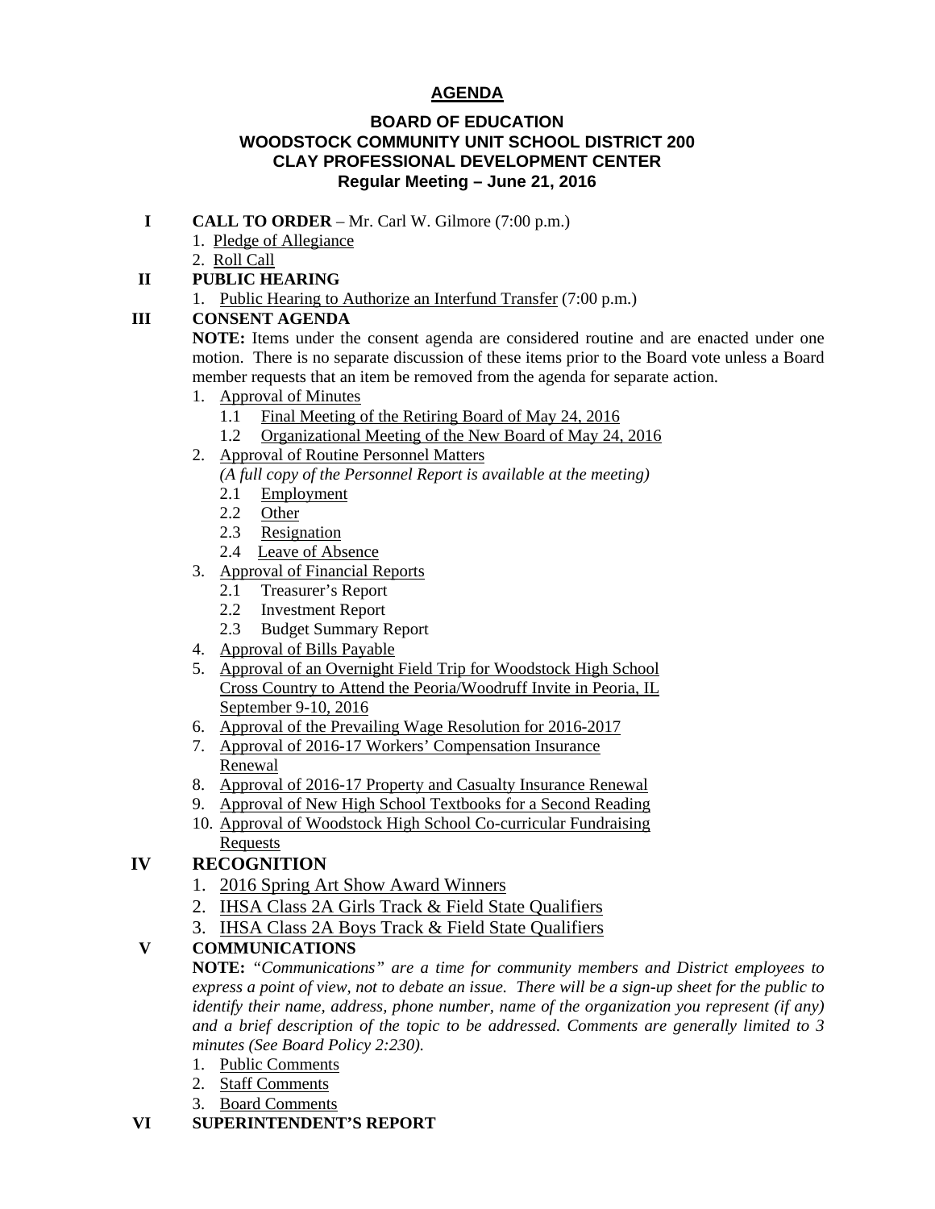# AGENDA

**BOARD OF EDUCATION**
**WOODSTOCK COMMUNITY UNIT SCHOOL DISTRICT 200**
**CLAY PROFESSIONAL DEVELOPMENT CENTER**
**Regular Meeting – June 21, 2016**

**I CALL TO ORDER** – Mr. Carl W. Gilmore (7:00 p.m.)

1. Pledge of Allegiance
2. Roll Call

**II PUBLIC HEARING**

1. Public Hearing to Authorize an Interfund Transfer (7:00 p.m.)

**III CONSENT AGENDA**

**NOTE:** Items under the consent agenda are considered routine and are enacted under one motion. There is no separate discussion of these items prior to the Board vote unless a Board member requests that an item be removed from the agenda for separate action.

1. Approval of Minutes
   - 1.1 Final Meeting of the Retiring Board of May 24, 2016
   - 1.2 Organizational Meeting of the New Board of May 24, 2016
2. Approval of Routine Personnel Matters
   *(A full copy of the Personnel Report is available at the meeting)*
   - 2.1 Employment
   - 2.2 Other
   - 2.3 Resignation
   - 2.4 Leave of Absence
3. Approval of Financial Reports
   - 2.1 Treasurer's Report
   - 2.2 Investment Report
   - 2.3 Budget Summary Report
4. Approval of Bills Payable
5. Approval of an Overnight Field Trip for Woodstock High School Cross Country to Attend the Peoria/Woodruff Invite in Peoria, IL September 9-10, 2016
6. Approval of the Prevailing Wage Resolution for 2016-2017
7. Approval of 2016-17 Workers' Compensation Insurance Renewal
8. Approval of 2016-17 Property and Casualty Insurance Renewal
9. Approval of New High School Textbooks for a Second Reading
10. Approval of Woodstock High School Co-curricular Fundraising Requests

**IV RECOGNITION**

1. 2016 Spring Art Show Award Winners
2. IHSA Class 2A Girls Track & Field State Qualifiers
3. IHSA Class 2A Boys Track & Field State Qualifiers

**V COMMUNICATIONS**

**NOTE:** *"Communications" are a time for community members and District employees to express a point of view, not to debate an issue. There will be a sign-up sheet for the public to identify their name, address, phone number, name of the organization you represent (if any) and a brief description of the topic to be addressed. Comments are generally limited to 3 minutes (See Board Policy 2:230).*

1. Public Comments
2. Staff Comments
3. Board Comments

**VI SUPERINTENDENT'S REPORT**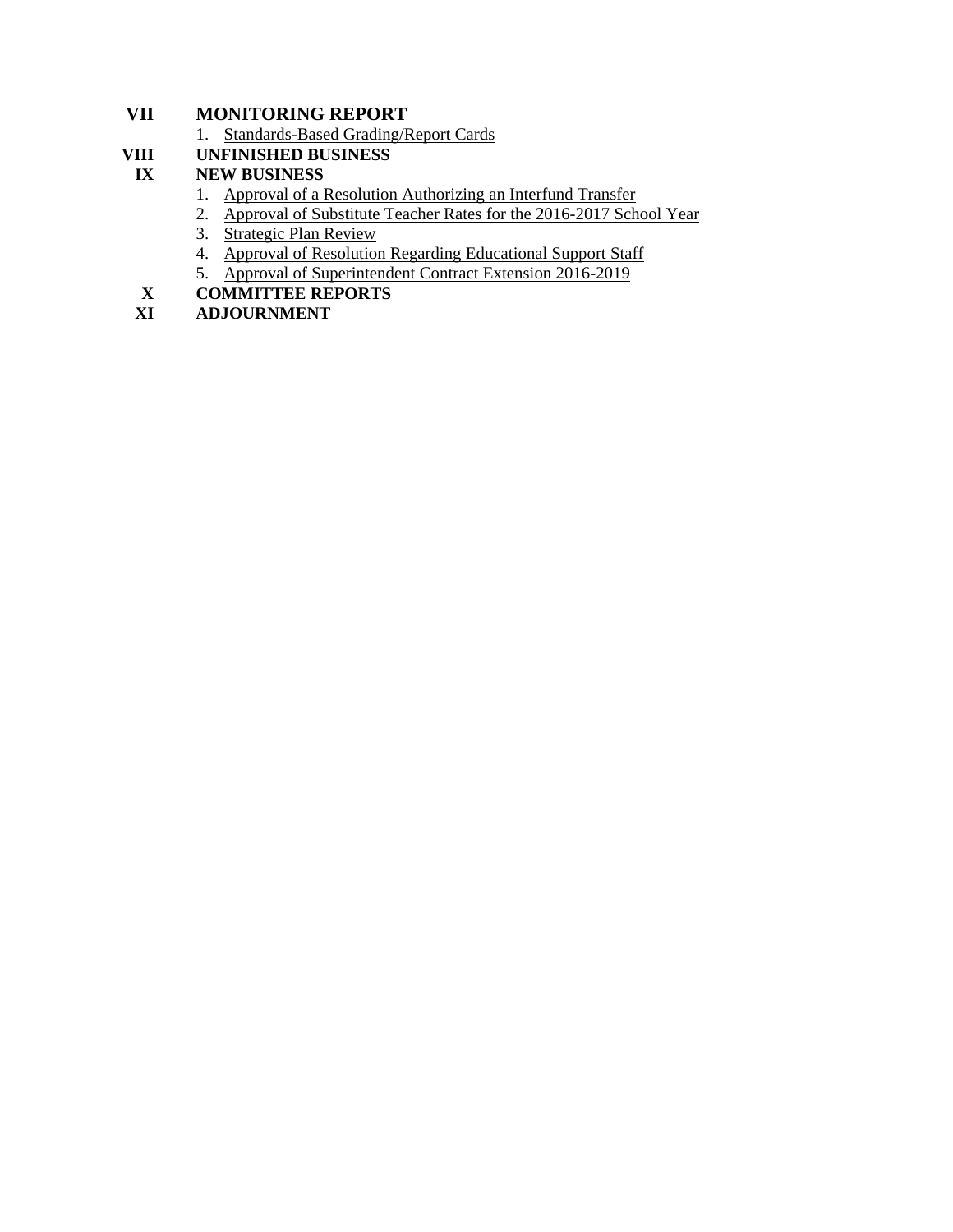**VII MONITORING REPORT**

1. Standards-Based Grading/Report Cards

**VIII UNFINISHED BUSINESS**

**IX NEW BUSINESS**

1. Approval of a Resolution Authorizing an Interfund Transfer
2. Approval of Substitute Teacher Rates for the 2016-2017 School Year
3. Strategic Plan Review
4. Approval of Resolution Regarding Educational Support Staff
5. Approval of Superintendent Contract Extension 2016-2019

**X COMMITTEE REPORTS**

**XI ADJOURNMENT**